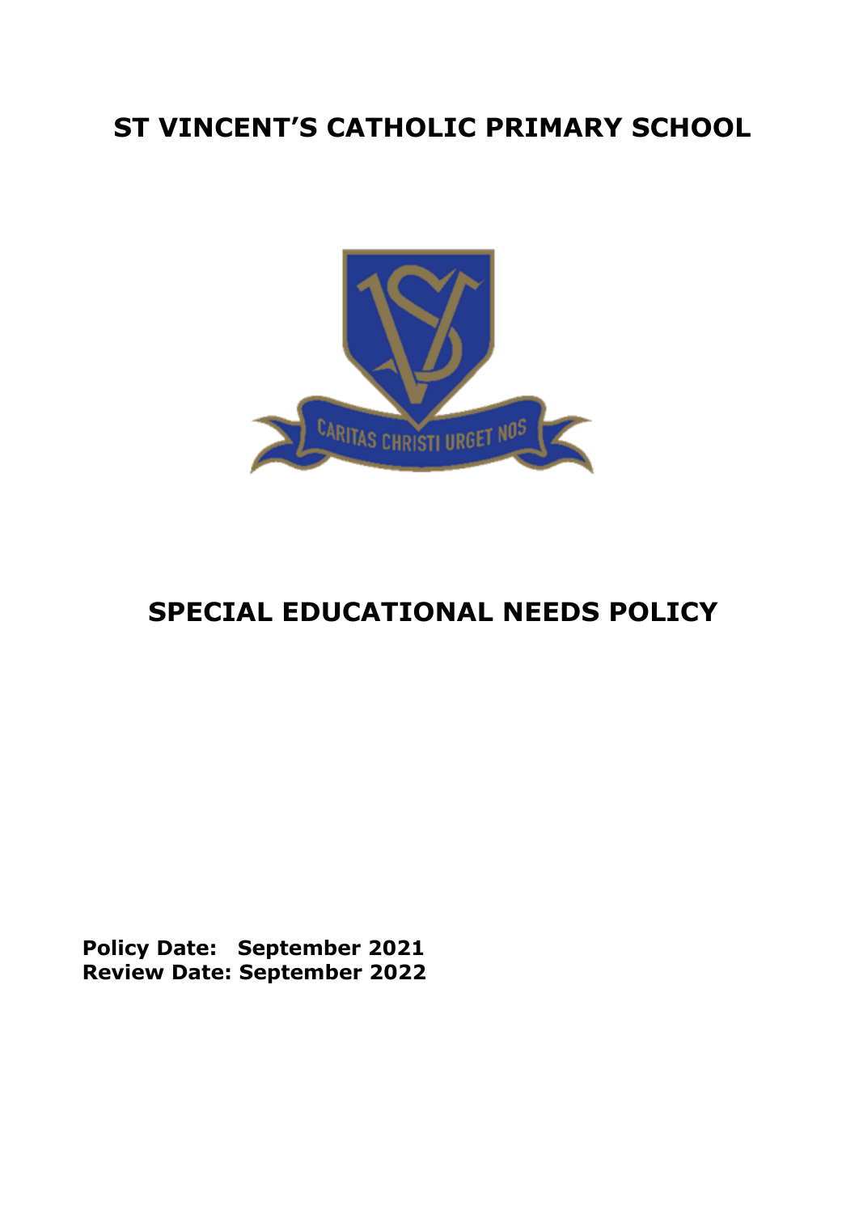# ST VINCENT'S CATHOLIC PRIMARY SCHOOL

# SPECIAL EDUCATIONAL NEEDS POLICY

**Policy Date: September 2021**
**Review Date: September 2022**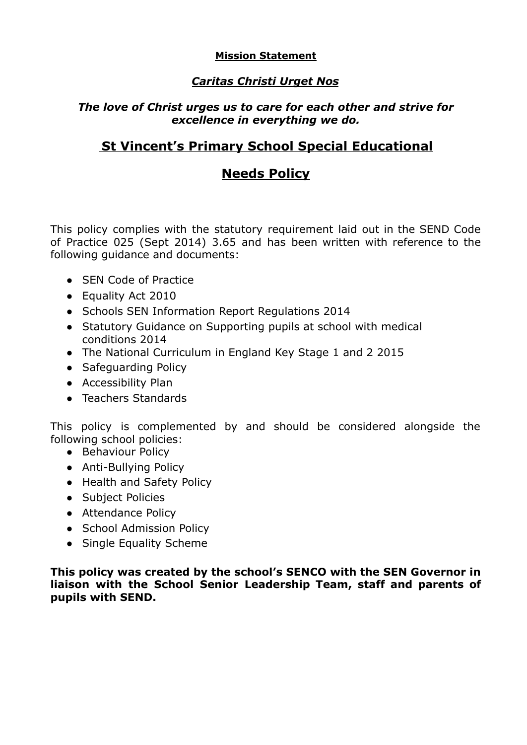**Mission Statement**

***Caritas Christi Urget Nos***

***The love of Christ urges us to care for each other and strive for excellence in everything we do.***

# St Vincent's Primary School Special Educational Needs Policy

This policy complies with the statutory requirement laid out in the SEND Code of Practice 025 (Sept 2014) 3.65 and has been written with reference to the following guidance and documents:

- SEN Code of Practice
- Equality Act 2010
- Schools SEN Information Report Regulations 2014
- Statutory Guidance on Supporting pupils at school with medical conditions 2014
- The National Curriculum in England Key Stage 1 and 2 2015
- Safeguarding Policy
- Accessibility Plan
- Teachers Standards

This policy is complemented by and should be considered alongside the following school policies:

- Behaviour Policy
- Anti-Bullying Policy
- Health and Safety Policy
- Subject Policies
- Attendance Policy
- School Admission Policy
- Single Equality Scheme

**This policy was created by the school's SENCO with the SEN Governor in liaison with the School Senior Leadership Team, staff and parents of pupils with SEND.**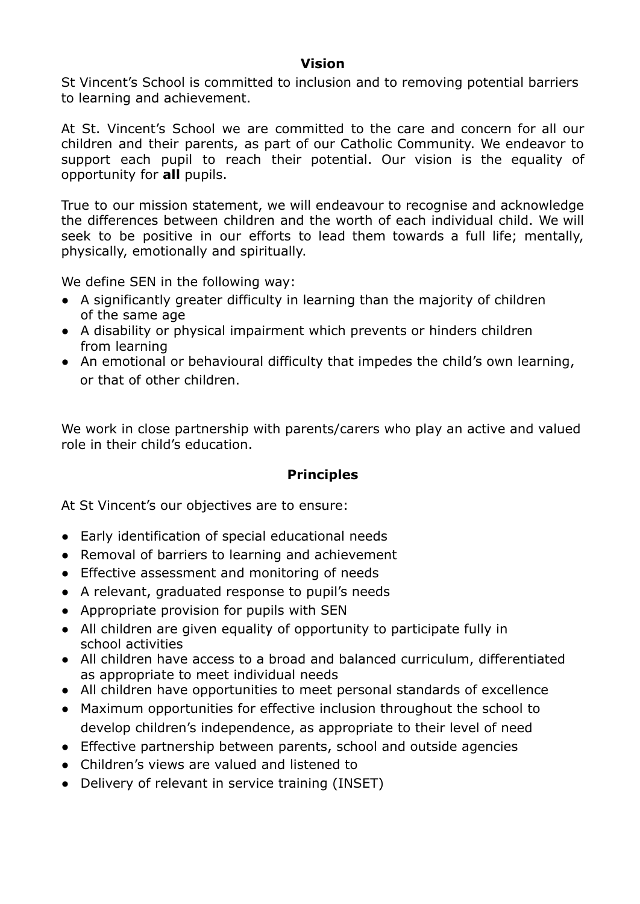## Vision

St Vincent's School is committed to inclusion and to removing potential barriers to learning and achievement.

At St. Vincent's School we are committed to the care and concern for all our children and their parents, as part of our Catholic Community. We endeavor to support each pupil to reach their potential. Our vision is the equality of opportunity for **all** pupils.

True to our mission statement, we will endeavour to recognise and acknowledge the differences between children and the worth of each individual child. We will seek to be positive in our efforts to lead them towards a full life; mentally, physically, emotionally and spiritually.

We define SEN in the following way:

- A significantly greater difficulty in learning than the majority of children of the same age
- A disability or physical impairment which prevents or hinders children from learning
- An emotional or behavioural difficulty that impedes the child's own learning, or that of other children.

We work in close partnership with parents/carers who play an active and valued role in their child's education.

## Principles

At St Vincent's our objectives are to ensure:

- Early identification of special educational needs
- Removal of barriers to learning and achievement
- Effective assessment and monitoring of needs
- A relevant, graduated response to pupil's needs
- Appropriate provision for pupils with SEN
- All children are given equality of opportunity to participate fully in school activities
- All children have access to a broad and balanced curriculum, differentiated as appropriate to meet individual needs
- All children have opportunities to meet personal standards of excellence
- Maximum opportunities for effective inclusion throughout the school to develop children's independence, as appropriate to their level of need
- Effective partnership between parents, school and outside agencies
- Children's views are valued and listened to
- Delivery of relevant in service training (INSET)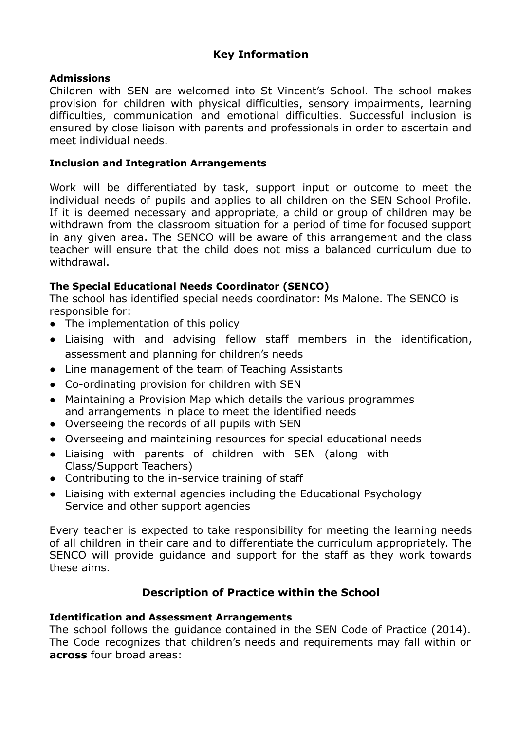## Key Information

**Admissions**

Children with SEN are welcomed into St Vincent's School. The school makes provision for children with physical difficulties, sensory impairments, learning difficulties, communication and emotional difficulties. Successful inclusion is ensured by close liaison with parents and professionals in order to ascertain and meet individual needs.

**Inclusion and Integration Arrangements**

Work will be differentiated by task, support input or outcome to meet the individual needs of pupils and applies to all children on the SEN School Profile. If it is deemed necessary and appropriate, a child or group of children may be withdrawn from the classroom situation for a period of time for focused support in any given area. The SENCO will be aware of this arrangement and the class teacher will ensure that the child does not miss a balanced curriculum due to withdrawal.

**The Special Educational Needs Coordinator (SENCO)**

The school has identified special needs coordinator: Ms Malone. The SENCO is responsible for:

- The implementation of this policy
- Liaising with and advising fellow staff members in the identification, assessment and planning for children's needs
- Line management of the team of Teaching Assistants
- Co-ordinating provision for children with SEN
- Maintaining a Provision Map which details the various programmes and arrangements in place to meet the identified needs
- Overseeing the records of all pupils with SEN
- Overseeing and maintaining resources for special educational needs
- Liaising with parents of children with SEN (along with Class/Support Teachers)
- Contributing to the in-service training of staff
- Liaising with external agencies including the Educational Psychology Service and other support agencies

Every teacher is expected to take responsibility for meeting the learning needs of all children in their care and to differentiate the curriculum appropriately. The SENCO will provide guidance and support for the staff as they work towards these aims.

## Description of Practice within the School

**Identification and Assessment Arrangements**

The school follows the guidance contained in the SEN Code of Practice (2014). The Code recognizes that children's needs and requirements may fall within or **across** four broad areas: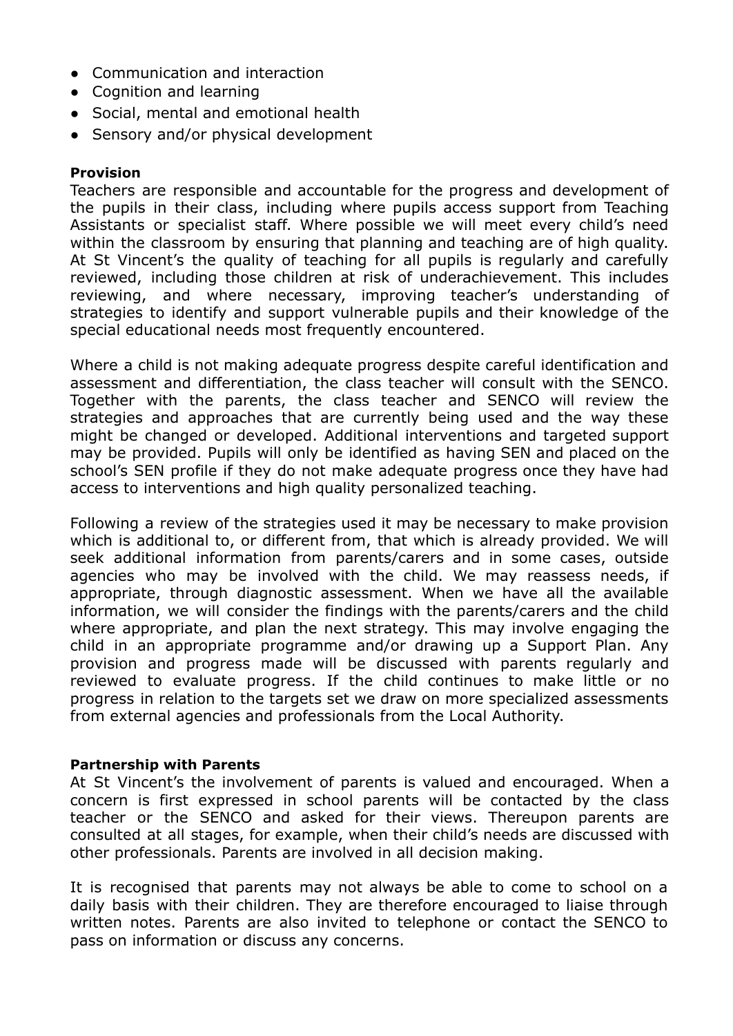- Communication and interaction
- Cognition and learning
- Social, mental and emotional health
- Sensory and/or physical development

**Provision**

Teachers are responsible and accountable for the progress and development of the pupils in their class, including where pupils access support from Teaching Assistants or specialist staff. Where possible we will meet every child's need within the classroom by ensuring that planning and teaching are of high quality. At St Vincent's the quality of teaching for all pupils is regularly and carefully reviewed, including those children at risk of underachievement. This includes reviewing, and where necessary, improving teacher's understanding of strategies to identify and support vulnerable pupils and their knowledge of the special educational needs most frequently encountered.

Where a child is not making adequate progress despite careful identification and assessment and differentiation, the class teacher will consult with the SENCO. Together with the parents, the class teacher and SENCO will review the strategies and approaches that are currently being used and the way these might be changed or developed. Additional interventions and targeted support may be provided. Pupils will only be identified as having SEN and placed on the school's SEN profile if they do not make adequate progress once they have had access to interventions and high quality personalized teaching.

Following a review of the strategies used it may be necessary to make provision which is additional to, or different from, that which is already provided. We will seek additional information from parents/carers and in some cases, outside agencies who may be involved with the child. We may reassess needs, if appropriate, through diagnostic assessment. When we have all the available information, we will consider the findings with the parents/carers and the child where appropriate, and plan the next strategy. This may involve engaging the child in an appropriate programme and/or drawing up a Support Plan. Any provision and progress made will be discussed with parents regularly and reviewed to evaluate progress. If the child continues to make little or no progress in relation to the targets set we draw on more specialized assessments from external agencies and professionals from the Local Authority.

**Partnership with Parents**

At St Vincent's the involvement of parents is valued and encouraged. When a concern is first expressed in school parents will be contacted by the class teacher or the SENCO and asked for their views. Thereupon parents are consulted at all stages, for example, when their child's needs are discussed with other professionals. Parents are involved in all decision making.

It is recognised that parents may not always be able to come to school on a daily basis with their children. They are therefore encouraged to liaise through written notes. Parents are also invited to telephone or contact the SENCO to pass on information or discuss any concerns.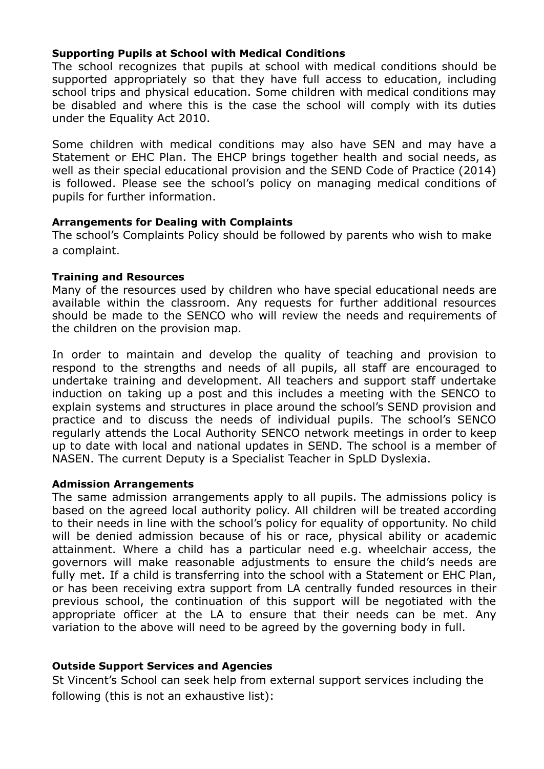**Supporting Pupils at School with Medical Conditions**

The school recognizes that pupils at school with medical conditions should be supported appropriately so that they have full access to education, including school trips and physical education. Some children with medical conditions may be disabled and where this is the case the school will comply with its duties under the Equality Act 2010.

Some children with medical conditions may also have SEN and may have a Statement or EHC Plan. The EHCP brings together health and social needs, as well as their special educational provision and the SEND Code of Practice (2014) is followed. Please see the school's policy on managing medical conditions of pupils for further information.

**Arrangements for Dealing with Complaints**

The school's Complaints Policy should be followed by parents who wish to make a complaint.

**Training and Resources**

Many of the resources used by children who have special educational needs are available within the classroom. Any requests for further additional resources should be made to the SENCO who will review the needs and requirements of the children on the provision map.

In order to maintain and develop the quality of teaching and provision to respond to the strengths and needs of all pupils, all staff are encouraged to undertake training and development. All teachers and support staff undertake induction on taking up a post and this includes a meeting with the SENCO to explain systems and structures in place around the school's SEND provision and practice and to discuss the needs of individual pupils. The school's SENCO regularly attends the Local Authority SENCO network meetings in order to keep up to date with local and national updates in SEND. The school is a member of NASEN. The current Deputy is a Specialist Teacher in SpLD Dyslexia.

**Admission Arrangements**

The same admission arrangements apply to all pupils. The admissions policy is based on the agreed local authority policy. All children will be treated according to their needs in line with the school's policy for equality of opportunity. No child will be denied admission because of his or race, physical ability or academic attainment. Where a child has a particular need e.g. wheelchair access, the governors will make reasonable adjustments to ensure the child's needs are fully met. If a child is transferring into the school with a Statement or EHC Plan, or has been receiving extra support from LA centrally funded resources in their previous school, the continuation of this support will be negotiated with the appropriate officer at the LA to ensure that their needs can be met. Any variation to the above will need to be agreed by the governing body in full.

**Outside Support Services and Agencies**

St Vincent's School can seek help from external support services including the following (this is not an exhaustive list):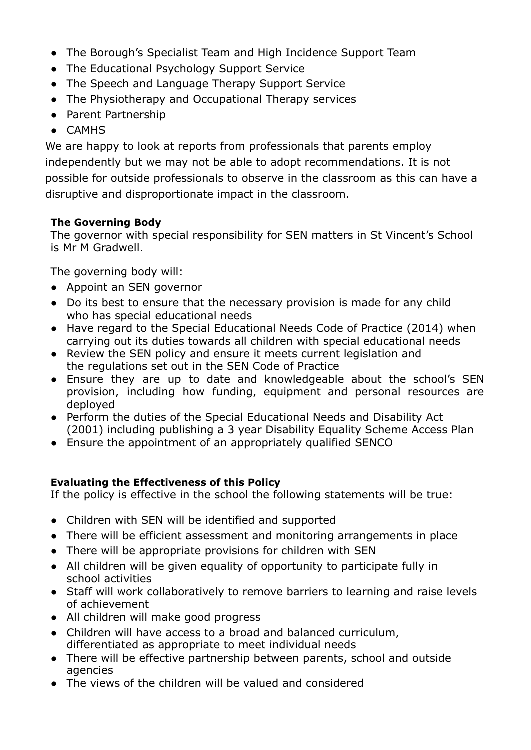- The Borough's Specialist Team and High Incidence Support Team
- The Educational Psychology Support Service
- The Speech and Language Therapy Support Service
- The Physiotherapy and Occupational Therapy services
- Parent Partnership
- CAMHS

We are happy to look at reports from professionals that parents employ independently but we may not be able to adopt recommendations. It is not possible for outside professionals to observe in the classroom as this can have a disruptive and disproportionate impact in the classroom.

**The Governing Body**

The governor with special responsibility for SEN matters in St Vincent's School is Mr M Gradwell.

The governing body will:

- Appoint an SEN governor
- Do its best to ensure that the necessary provision is made for any child who has special educational needs
- Have regard to the Special Educational Needs Code of Practice (2014) when carrying out its duties towards all children with special educational needs
- Review the SEN policy and ensure it meets current legislation and the regulations set out in the SEN Code of Practice
- Ensure they are up to date and knowledgeable about the school's SEN provision, including how funding, equipment and personal resources are deployed
- Perform the duties of the Special Educational Needs and Disability Act (2001) including publishing a 3 year Disability Equality Scheme Access Plan
- Ensure the appointment of an appropriately qualified SENCO

**Evaluating the Effectiveness of this Policy**

If the policy is effective in the school the following statements will be true:

- Children with SEN will be identified and supported
- There will be efficient assessment and monitoring arrangements in place
- There will be appropriate provisions for children with SEN
- All children will be given equality of opportunity to participate fully in school activities
- Staff will work collaboratively to remove barriers to learning and raise levels of achievement
- All children will make good progress
- Children will have access to a broad and balanced curriculum, differentiated as appropriate to meet individual needs
- There will be effective partnership between parents, school and outside agencies
- The views of the children will be valued and considered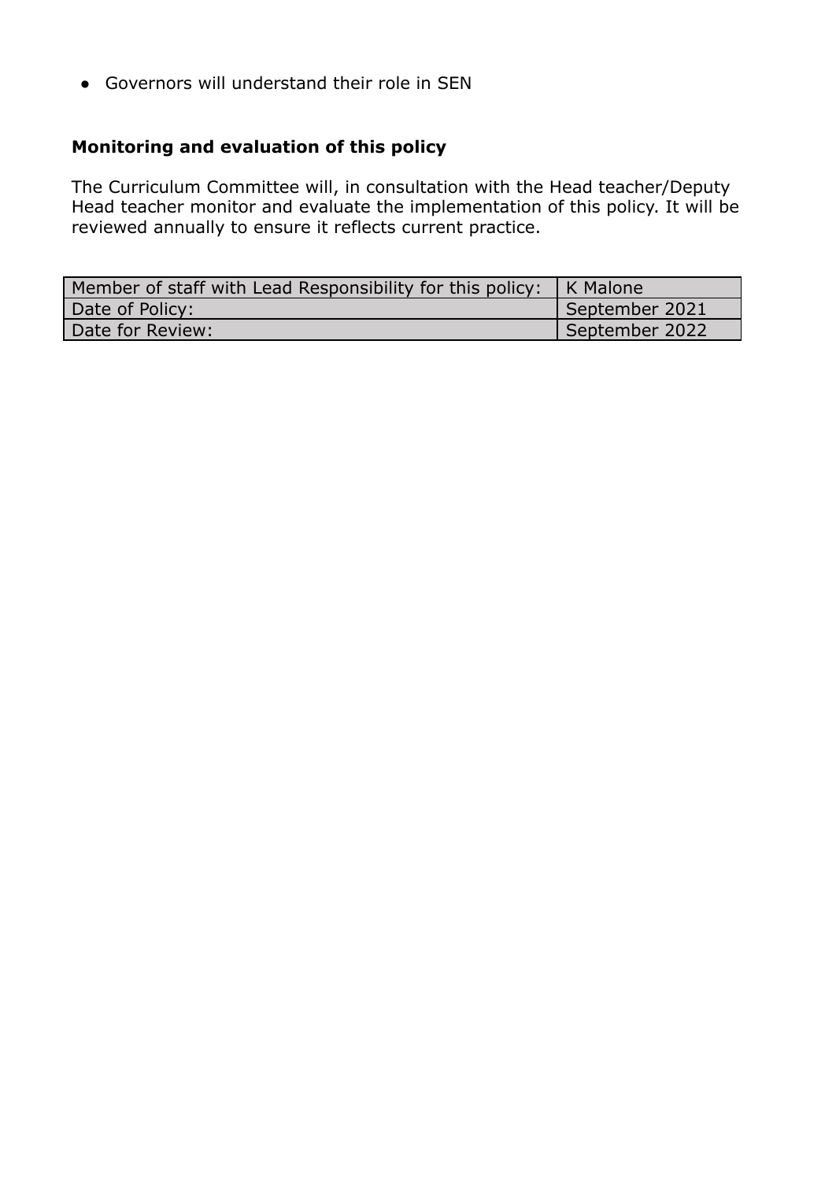- Governors will understand their role in SEN

**Monitoring and evaluation of this policy**

The Curriculum Committee will, in consultation with the Head teacher/Deputy Head teacher monitor and evaluate the implementation of this policy. It will be reviewed annually to ensure it reflects current practice.

| | |
|---|---|
| Member of staff with Lead Responsibility for this policy: | K Malone |
| Date of Policy: | September 2021 |
| Date for Review: | September 2022 |